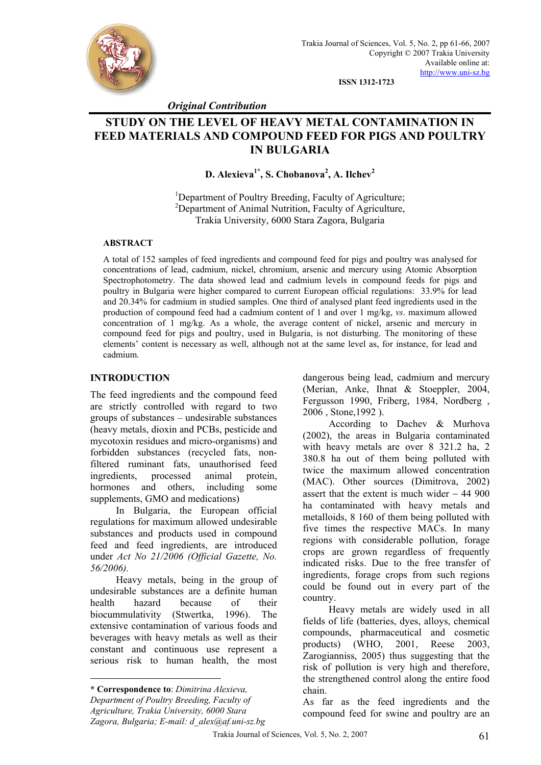*Original Contribution*

# STUDY ON THE LEVEL OF HEAVY METAL CONTAMINATION IN FEED MATERIALS AND COMPOUND FEED FOR PIGS AND POULTRY IN BULGARIA

**D. Alexieva[1*], S. Chobanova[2], A. Ilchev[2]**

[1]Department of Poultry Breeding, Faculty of Agriculture;
[2]Department of Animal Nutrition, Faculty of Agriculture,
Trakia University, 6000 Stara Zagora, Bulgaria

## ABSTRACT

A total of 152 samples of feed ingredients and compound feed for pigs and poultry was analysed for concentrations of lead, cadmium, nickel, chromium, arsenic and mercury using Atomic Absorption Spectrophotometry. The data showed lead and cadmium levels in compound feeds for pigs and poultry in Bulgaria were higher compared to current European official regulations: 33.9% for lead and 20.34% for cadmium in studied samples. One third of analysed plant feed ingredients used in the production of compound feed had a cadmium content of 1 and over 1 mg/kg, *vs*. maximum allowed concentration of 1 mg/kg. As a whole, the average content of nickel, arsenic and mercury in compound feed for pigs and poultry, used in Bulgaria, is not disturbing. The monitoring of these elements' content is necessary as well, although not at the same level as, for instance, for lead and cadmium.

## INTRODUCTION

The feed ingredients and the compound feed are strictly controlled with regard to two groups of substances – undesirable substances (heavy metals, dioxin and PCBs, pesticide and mycotoxin residues and micro-organisms) and forbidden substances (recycled fats, non-filtered ruminant fats, unauthorised feed ingredients, processed animal protein, hormones and others, including some supplements, GMO and medications)

In Bulgaria, the European official regulations for maximum allowed undesirable substances and products used in compound feed and feed ingredients, are introduced under *Act No 21/2006 (Official Gazette, No. 56/2006).*

Heavy metals, being in the group of undesirable substances are a definite human health hazard because of their biocummulativity (Stwertka, 1996). The extensive contamination of various foods and beverages with heavy metals as well as their constant and continuous use represent a serious risk to human health, the most dangerous being lead, cadmium and mercury (Merian, Anke, Ihnat & Stoeppler, 2004, Fergusson 1990, Friberg, 1984, Nordberg , 2006 , Stone,1992 ).

According to Dachev & Murhova (2002), the areas in Bulgaria contaminated with heavy metals are over 8 321.2 ha, 2 380.8 ha out of them being polluted with twice the maximum allowed concentration (MAC). Other sources (Dimitrova, 2002) assert that the extent is much wider – 44 900 ha contaminated with heavy metals and metalloids, 8 160 of them being polluted with five times the respective MACs. In many regions with considerable pollution, forage crops are grown regardless of frequently indicated risks. Due to the free transfer of ingredients, forage crops from such regions could be found out in every part of the country.

Heavy metals are widely used in all fields of life (batteries, dyes, alloys, chemical compounds, pharmaceutical and cosmetic products) (WHO, 2001, Reese 2003, Zarogianniss, 2005) thus suggesting that the risk of pollution is very high and therefore, the strengthened control along the entire food chain.

As far as the feed ingredients and the compound feed for swine and poultry are an

---

\* **Correspondence to**: *Dimitrina Alexieva, Department of Poultry Breeding, Faculty of Agriculture, Trakia University, 6000 Stara Zagora, Bulgaria; E-mail: d_alex@af.uni-sz.bg*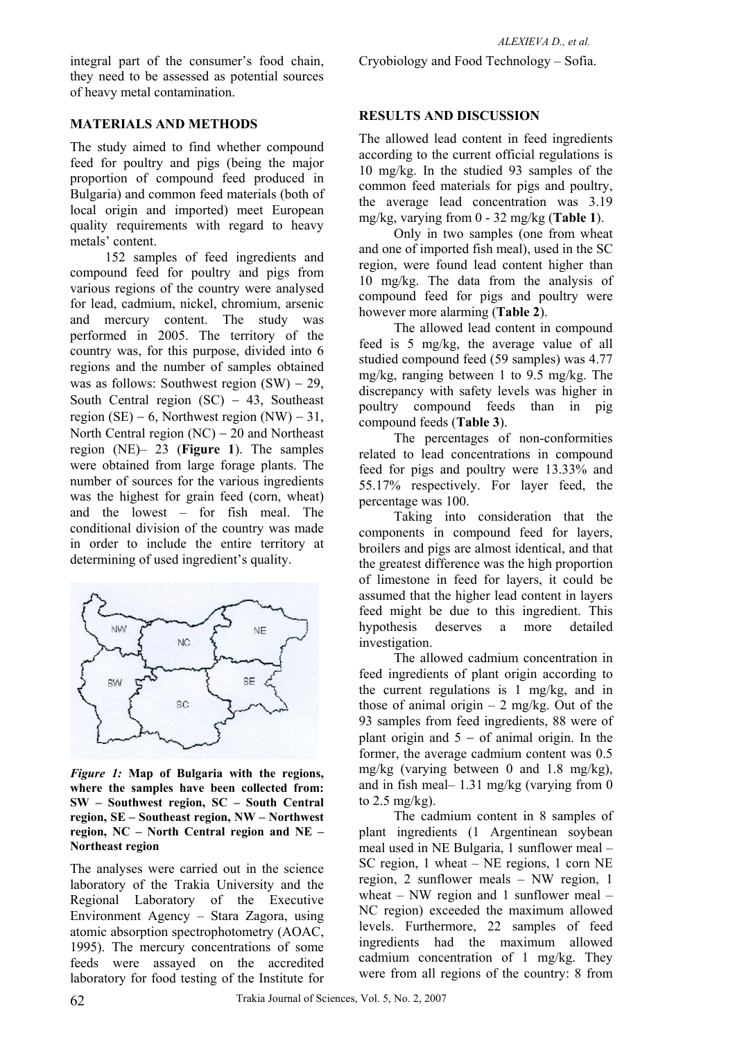integral part of the consumer's food chain, they need to be assessed as potential sources of heavy metal contamination.

## MATERIALS AND METHODS

The study aimed to find whether compound feed for poultry and pigs (being the major proportion of compound feed produced in Bulgaria) and common feed materials (both of local origin and imported) meet European quality requirements with regard to heavy metals' content.

152 samples of feed ingredients and compound feed for poultry and pigs from various regions of the country were analysed for lead, cadmium, nickel, chromium, arsenic and mercury content. The study was performed in 2005. The territory of the country was, for this purpose, divided into 6 regions and the number of samples obtained was as follows: Southwest region (SW) – 29, South Central region (SC) – 43, Southeast region (SE) – 6, Northwest region (NW) – 31, North Central region (NC) – 20 and Northeast region (NE)– 23 (**Figure 1**). The samples were obtained from large forage plants. The number of sources for the various ingredients was the highest for grain feed (corn, wheat) and the lowest – for fish meal. The conditional division of the country was made in order to include the entire territory at determining of used ingredient's quality.

***Figure 1:*** **Map of Bulgaria with the regions, where the samples have been collected from: SW – Southwest region, SC – South Central region, SE – Southeast region, NW – Northwest region, NC – North Central region and NE – Northeast region**

The analyses were carried out in the science laboratory of the Trakia University and the Regional Laboratory of the Executive Environment Agency – Stara Zagora, using atomic absorption spectrophotometry (AOAC, 1995). The mercury concentrations of some feeds were assayed on the accredited laboratory for food testing of the Institute for Cryobiology and Food Technology – Sofia.

## RESULTS AND DISCUSSION

The allowed lead content in feed ingredients according to the current official regulations is 10 mg/kg. In the studied 93 samples of the common feed materials for pigs and poultry, the average lead concentration was 3.19 mg/kg, varying from 0 - 32 mg/kg (**Table 1**).

Only in two samples (one from wheat and one of imported fish meal), used in the SC region, were found lead content higher than 10 mg/kg. The data from the analysis of compound feed for pigs and poultry were however more alarming (**Table 2**).

The allowed lead content in compound feed is 5 mg/kg, the average value of all studied compound feed (59 samples) was 4.77 mg/kg, ranging between 1 to 9.5 mg/kg. The discrepancy with safety levels was higher in poultry compound feeds than in pig compound feeds (**Table 3**).

The percentages of non-conformities related to lead concentrations in compound feed for pigs and poultry were 13.33% and 55.17% respectively. For layer feed, the percentage was 100.

Taking into consideration that the components in compound feed for layers, broilers and pigs are almost identical, and that the greatest difference was the high proportion of limestone in feed for layers, it could be assumed that the higher lead content in layers feed might be due to this ingredient. This hypothesis deserves a more detailed investigation.

The allowed cadmium concentration in feed ingredients of plant origin according to the current regulations is 1 mg/kg, and in those of animal origin – 2 mg/kg. Out of the 93 samples from feed ingredients, 88 were of plant origin and 5 – of animal origin. In the former, the average cadmium content was 0.5 mg/kg (varying between 0 and 1.8 mg/kg), and in fish meal– 1.31 mg/kg (varying from 0 to 2.5 mg/kg).

The cadmium content in 8 samples of plant ingredients (1 Argentinean soybean meal used in NE Bulgaria, 1 sunflower meal – SC region, 1 wheat – NE regions, 1 corn NE region, 2 sunflower meals – NW region, 1 wheat – NW region and 1 sunflower meal – NC region) exceeded the maximum allowed levels. Furthermore, 22 samples of feed ingredients had the maximum allowed cadmium concentration of 1 mg/kg. They were from all regions of the country: 8 from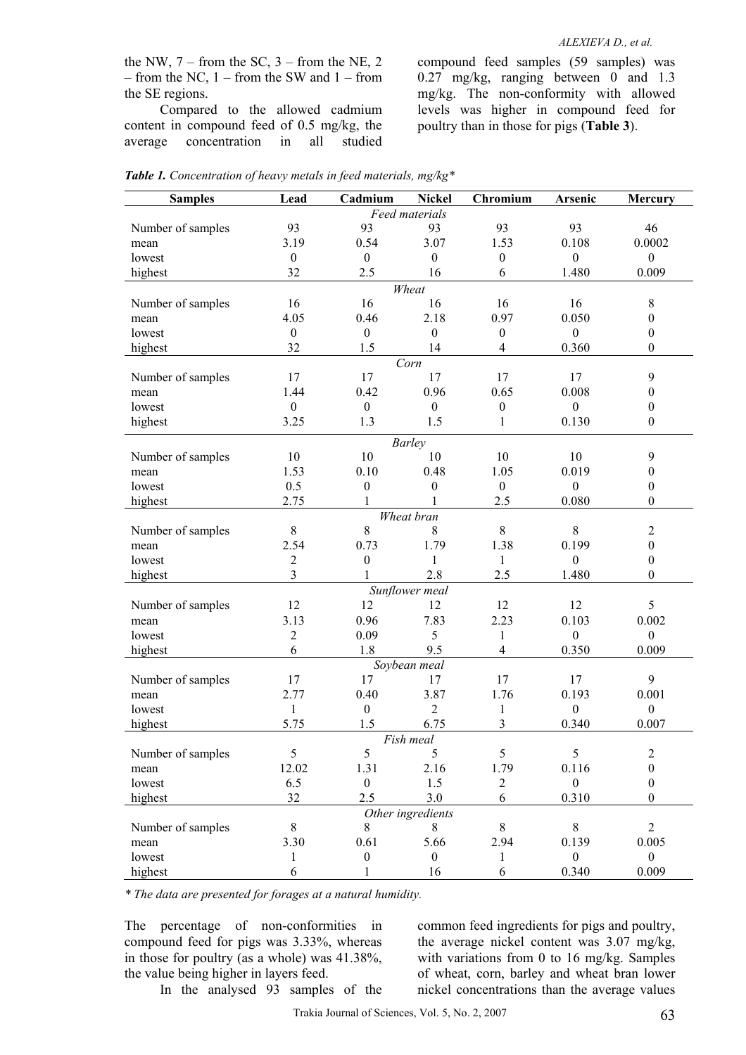the NW, 7 – from the SC, 3 – from the NE, 2 – from the NC, 1 – from the SW and 1 – from the SE regions.

Compared to the allowed cadmium content in compound feed of 0.5 mg/kg, the average concentration in all studied compound feed samples (59 samples) was 0.27 mg/kg, ranging between 0 and 1.3 mg/kg. The non-conformity with allowed levels was higher in compound feed for poultry than in those for pigs (**Table 3**).

***Table 1.*** *Concentration of heavy metals in feed materials, mg/kg\**

| Samples | Lead | Cadmium | Nickel | Chromium | Arsenic | Mercury |
|---|---|---|---|---|---|---|
| | | | *Feed materials* | | | |
| Number of samples | 93 | 93 | 93 | 93 | 93 | 46 |
| mean | 3.19 | 0.54 | 3.07 | 1.53 | 0.108 | 0.0002 |
| lowest | 0 | 0 | 0 | 0 | 0 | 0 |
| highest | 32 | 2.5 | 16 | 6 | 1.480 | 0.009 |
| | | | *Wheat* | | | |
| Number of samples | 16 | 16 | 16 | 16 | 16 | 8 |
| mean | 4.05 | 0.46 | 2.18 | 0.97 | 0.050 | 0 |
| lowest | 0 | 0 | 0 | 0 | 0 | 0 |
| highest | 32 | 1.5 | 14 | 4 | 0.360 | 0 |
| | | | *Corn* | | | |
| Number of samples | 17 | 17 | 17 | 17 | 17 | 9 |
| mean | 1.44 | 0.42 | 0.96 | 0.65 | 0.008 | 0 |
| lowest | 0 | 0 | 0 | 0 | 0 | 0 |
| highest | 3.25 | 1.3 | 1.5 | 1 | 0.130 | 0 |
| | | | *Barley* | | | |
| Number of samples | 10 | 10 | 10 | 10 | 10 | 9 |
| mean | 1.53 | 0.10 | 0.48 | 1.05 | 0.019 | 0 |
| lowest | 0.5 | 0 | 0 | 0 | 0 | 0 |
| highest | 2.75 | 1 | 1 | 2.5 | 0.080 | 0 |
| | | | *Wheat bran* | | | |
| Number of samples | 8 | 8 | 8 | 8 | 8 | 2 |
| mean | 2.54 | 0.73 | 1.79 | 1.38 | 0.199 | 0 |
| lowest | 2 | 0 | 1 | 1 | 0 | 0 |
| highest | 3 | 1 | 2.8 | 2.5 | 1.480 | 0 |
| | | | *Sunflower meal* | | | |
| Number of samples | 12 | 12 | 12 | 12 | 12 | 5 |
| mean | 3.13 | 0.96 | 7.83 | 2.23 | 0.103 | 0.002 |
| lowest | 2 | 0.09 | 5 | 1 | 0 | 0 |
| highest | 6 | 1.8 | 9.5 | 4 | 0.350 | 0.009 |
| | | | *Soybean meal* | | | |
| Number of samples | 17 | 17 | 17 | 17 | 17 | 9 |
| mean | 2.77 | 0.40 | 3.87 | 1.76 | 0.193 | 0.001 |
| lowest | 1 | 0 | 2 | 1 | 0 | 0 |
| highest | 5.75 | 1.5 | 6.75 | 3 | 0.340 | 0.007 |
| | | | *Fish meal* | | | |
| Number of samples | 5 | 5 | 5 | 5 | 5 | 2 |
| mean | 12.02 | 1.31 | 2.16 | 1.79 | 0.116 | 0 |
| lowest | 6.5 | 0 | 1.5 | 2 | 0 | 0 |
| highest | 32 | 2.5 | 3.0 | 6 | 0.310 | 0 |
| | | | *Other ingredients* | | | |
| Number of samples | 8 | 8 | 8 | 8 | 8 | 2 |
| mean | 3.30 | 0.61 | 5.66 | 2.94 | 0.139 | 0.005 |
| lowest | 1 | 0 | 0 | 1 | 0 | 0 |
| highest | 6 | 1 | 16 | 6 | 0.340 | 0.009 |

*\* The data are presented for forages at a natural humidity.*

The percentage of non-conformities in compound feed for pigs was 3.33%, whereas in those for poultry (as a whole) was 41.38%, the value being higher in layers feed.

In the analysed 93 samples of the common feed ingredients for pigs and poultry, the average nickel content was 3.07 mg/kg, with variations from 0 to 16 mg/kg. Samples of wheat, corn, barley and wheat bran lower nickel concentrations than the average values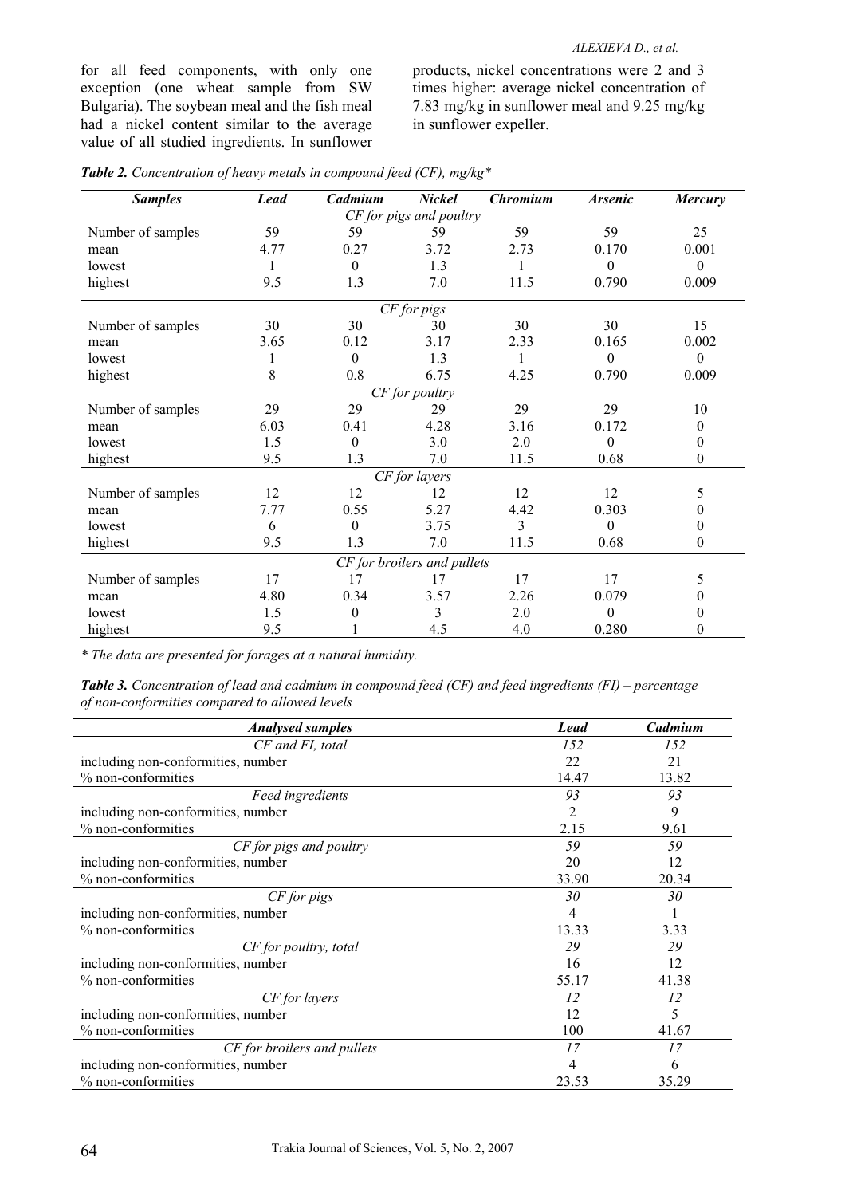for all feed components, with only one exception (one wheat sample from SW Bulgaria). The soybean meal and the fish meal had a nickel content similar to the average value of all studied ingredients. In sunflower products, nickel concentrations were 2 and 3 times higher: average nickel concentration of 7.83 mg/kg in sunflower meal and 9.25 mg/kg in sunflower expeller.

***Table 2.*** *Concentration of heavy metals in compound feed (CF), mg/kg**

| *Samples* | *Lead* | *Cadmium* | *Nickel* | *Chromium* | *Arsenic* | *Mercury* |
|---|---|---|---|---|---|---|
| | | | *CF for pigs and poultry* | | | |
| Number of samples | 59 | 59 | 59 | 59 | 59 | 25 |
| mean | 4.77 | 0.27 | 3.72 | 2.73 | 0.170 | 0.001 |
| lowest | 1 | 0 | 1.3 | 1 | 0 | 0 |
| highest | 9.5 | 1.3 | 7.0 | 11.5 | 0.790 | 0.009 |
| | | | *CF for pigs* | | | |
| Number of samples | 30 | 30 | 30 | 30 | 30 | 15 |
| mean | 3.65 | 0.12 | 3.17 | 2.33 | 0.165 | 0.002 |
| lowest | 1 | 0 | 1.3 | 1 | 0 | 0 |
| highest | 8 | 0.8 | 6.75 | 4.25 | 0.790 | 0.009 |
| | | | *CF for poultry* | | | |
| Number of samples | 29 | 29 | 29 | 29 | 29 | 10 |
| mean | 6.03 | 0.41 | 4.28 | 3.16 | 0.172 | 0 |
| lowest | 1.5 | 0 | 3.0 | 2.0 | 0 | 0 |
| highest | 9.5 | 1.3 | 7.0 | 11.5 | 0.68 | 0 |
| | | | *CF for layers* | | | |
| Number of samples | 12 | 12 | 12 | 12 | 12 | 5 |
| mean | 7.77 | 0.55 | 5.27 | 4.42 | 0.303 | 0 |
| lowest | 6 | 0 | 3.75 | 3 | 0 | 0 |
| highest | 9.5 | 1.3 | 7.0 | 11.5 | 0.68 | 0 |
| | | | *CF for broilers and pullets* | | | |
| Number of samples | 17 | 17 | 17 | 17 | 17 | 5 |
| mean | 4.80 | 0.34 | 3.57 | 2.26 | 0.079 | 0 |
| lowest | 1.5 | 0 | 3 | 2.0 | 0 | 0 |
| highest | 9.5 | 1 | 4.5 | 4.0 | 0.280 | 0 |

*\* The data are presented for forages at a natural humidity.*

***Table 3.*** *Concentration of lead and cadmium in compound feed (CF) and feed ingredients (FI) – percentage of non-conformities compared to allowed levels*

| *Analysed samples* | *Lead* | *Cadmium* |
|---|---|---|
| *CF and FI, total* | *152* | *152* |
| including non-conformities, number | 22 | 21 |
| % non-conformities | 14.47 | 13.82 |
| *Feed ingredients* | *93* | *93* |
| including non-conformities, number | 2 | 9 |
| % non-conformities | 2.15 | 9.61 |
| *CF for pigs and poultry* | *59* | *59* |
| including non-conformities, number | 20 | 12 |
| % non-conformities | 33.90 | 20.34 |
| *CF for pigs* | *30* | *30* |
| including non-conformities, number | 4 | 1 |
| % non-conformities | 13.33 | 3.33 |
| *CF for poultry, total* | *29* | *29* |
| including non-conformities, number | 16 | 12 |
| % non-conformities | 55.17 | 41.38 |
| *CF for layers* | *12* | *12* |
| including non-conformities, number | 12 | 5 |
| % non-conformities | 100 | 41.67 |
| *CF for broilers and pullets* | *17* | *17* |
| including non-conformities, number | 4 | 6 |
| % non-conformities | 23.53 | 35.29 |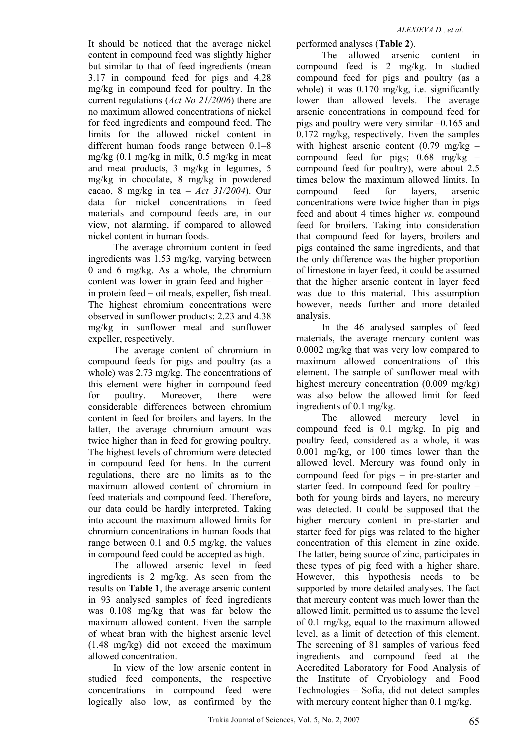It should be noticed that the average nickel content in compound feed was slightly higher but similar to that of feed ingredients (mean 3.17 in compound feed for pigs and 4.28 mg/kg in compound feed for poultry. In the current regulations (*Act No 21/2006*) there are no maximum allowed concentrations of nickel for feed ingredients and compound feed. The limits for the allowed nickel content in different human foods range between 0.1–8 mg/kg (0.1 mg/kg in milk, 0.5 mg/kg in meat and meat products, 3 mg/kg in legumes, 5 mg/kg in chocolate, 8 mg/kg in powdered cacao, 8 mg/kg in tea – *Act 31/2004*). Our data for nickel concentrations in feed materials and compound feeds are, in our view, not alarming, if compared to allowed nickel content in human foods.

The average chromium content in feed ingredients was 1.53 mg/kg, varying between 0 and 6 mg/kg. As a whole, the chromium content was lower in grain feed and higher – in protein feed – oil meals, expeller, fish meal. The highest chromium concentrations were observed in sunflower products: 2.23 and 4.38 mg/kg in sunflower meal and sunflower expeller, respectively.

The average content of chromium in compound feeds for pigs and poultry (as a whole) was 2.73 mg/kg. The concentrations of this element were higher in compound feed for poultry. Moreover, there were considerable differences between chromium content in feed for broilers and layers. In the latter, the average chromium amount was twice higher than in feed for growing poultry. The highest levels of chromium were detected in compound feed for hens. In the current regulations, there are no limits as to the maximum allowed content of chromium in feed materials and compound feed. Therefore, our data could be hardly interpreted. Taking into account the maximum allowed limits for chromium concentrations in human foods that range between 0.1 and 0.5 mg/kg, the values in compound feed could be accepted as high.

The allowed arsenic level in feed ingredients is 2 mg/kg. As seen from the results on **Table 1**, the average arsenic content in 93 analysed samples of feed ingredients was 0.108 mg/kg that was far below the maximum allowed content. Even the sample of wheat bran with the highest arsenic level (1.48 mg/kg) did not exceed the maximum allowed concentration.

In view of the low arsenic content in studied feed components, the respective concentrations in compound feed were logically also low, as confirmed by the performed analyses (**Table 2**).

The allowed arsenic content in compound feed is 2 mg/kg. In studied compound feed for pigs and poultry (as a whole) it was 0.170 mg/kg, i.e. significantly lower than allowed levels. The average arsenic concentrations in compound feed for pigs and poultry were very similar –0.165 and 0.172 mg/kg, respectively. Even the samples with highest arsenic content (0.79 mg/kg – compound feed for pigs; 0.68 mg/kg – compound feed for poultry), were about 2.5 times below the maximum allowed limits. In compound feed for layers, arsenic concentrations were twice higher than in pigs feed and about 4 times higher *vs*. compound feed for broilers. Taking into consideration that compound feed for layers, broilers and pigs contained the same ingredients, and that the only difference was the higher proportion of limestone in layer feed, it could be assumed that the higher arsenic content in layer feed was due to this material. This assumption however, needs further and more detailed analysis.

In the 46 analysed samples of feed materials, the average mercury content was 0.0002 mg/kg that was very low compared to maximum allowed concentrations of this element. The sample of sunflower meal with highest mercury concentration (0.009 mg/kg) was also below the allowed limit for feed ingredients of 0.1 mg/kg.

The allowed mercury level in compound feed is 0.1 mg/kg. In pig and poultry feed, considered as a whole, it was 0.001 mg/kg, or 100 times lower than the allowed level. Mercury was found only in compound feed for pigs – in pre-starter and starter feed. In compound feed for poultry – both for young birds and layers, no mercury was detected. It could be supposed that the higher mercury content in pre-starter and starter feed for pigs was related to the higher concentration of this element in zinc oxide. The latter, being source of zinc, participates in these types of pig feed with a higher share. However, this hypothesis needs to be supported by more detailed analyses. The fact that mercury content was much lower than the allowed limit, permitted us to assume the level of 0.1 mg/kg, equal to the maximum allowed level, as a limit of detection of this element. The screening of 81 samples of various feed ingredients and compound feed at the Accredited Laboratory for Food Analysis of the Institute of Cryobiology and Food Technologies – Sofia, did not detect samples with mercury content higher than 0.1 mg/kg.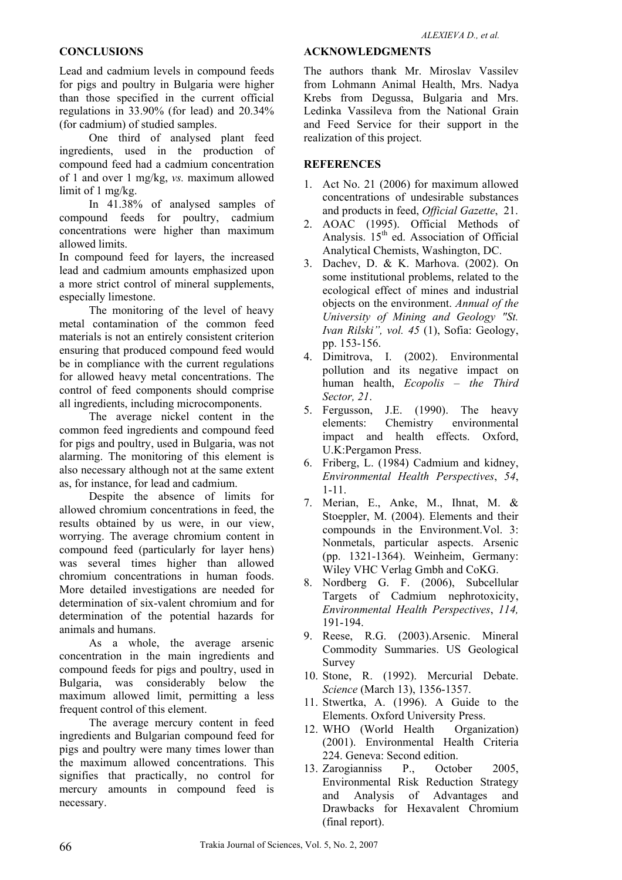## CONCLUSIONS

Lead and cadmium levels in compound feeds for pigs and poultry in Bulgaria were higher than those specified in the current official regulations in 33.90% (for lead) and 20.34% (for cadmium) of studied samples.

One third of analysed plant feed ingredients, used in the production of compound feed had a cadmium concentration of 1 and over 1 mg/kg, *vs.* maximum allowed limit of 1 mg/kg.

In 41.38% of analysed samples of compound feeds for poultry, cadmium concentrations were higher than maximum allowed limits.

In compound feed for layers, the increased lead and cadmium amounts emphasized upon a more strict control of mineral supplements, especially limestone.

The monitoring of the level of heavy metal contamination of the common feed materials is not an entirely consistent criterion ensuring that produced compound feed would be in compliance with the current regulations for allowed heavy metal concentrations. The control of feed components should comprise all ingredients, including microcomponents.

The average nickel content in the common feed ingredients and compound feed for pigs and poultry, used in Bulgaria, was not alarming. The monitoring of this element is also necessary although not at the same extent as, for instance, for lead and cadmium.

Despite the absence of limits for allowed chromium concentrations in feed, the results obtained by us were, in our view, worrying. The average chromium content in compound feed (particularly for layer hens) was several times higher than allowed chromium concentrations in human foods. More detailed investigations are needed for determination of six-valent chromium and for determination of the potential hazards for animals and humans.

As a whole, the average arsenic concentration in the main ingredients and compound feeds for pigs and poultry, used in Bulgaria, was considerably below the maximum allowed limit, permitting a less frequent control of this element.

The average mercury content in feed ingredients and Bulgarian compound feed for pigs and poultry were many times lower than the maximum allowed concentrations. This signifies that practically, no control for mercury amounts in compound feed is necessary.

## ACKNOWLEDGMENTS

The authors thank Mr. Miroslav Vassilev from Lohmann Animal Health, Mrs. Nadya Krebs from Degussa, Bulgaria and Mrs. Ledinka Vassileva from the National Grain and Feed Service for their support in the realization of this project.

## REFERENCES

1. Act No. 21 (2006) for maximum allowed concentrations of undesirable substances and products in feed, *Official Gazette*, 21.
2. AOAC (1995). Official Methods of Analysis. 15[th] ed. Association of Official Analytical Chemists, Washington, DC.
3. Dachev, D. & K. Marhova. (2002). On some institutional problems, related to the ecological effect of mines and industrial objects on the environment. *Annual of the University of Mining and Geology "St. Ivan Rilski", vol. 45* (1), Sofia: Geology, pp. 153-156.
4. Dimitrova, I. (2002). Environmental pollution and its negative impact on human health, *Ecopolis – the Third Sector, 21*.
5. Fergusson, J.E. (1990). The heavy elements: Chemistry environmental impact and health effects. Oxford, U.K:Pergamon Press.
6. Friberg, L. (1984) Cadmium and kidney, *Environmental Health Perspectives*, *54*, 1-11.
7. Merian, E., Anke, M., Ihnat, M. & Stoeppler, M. (2004). Elements and their compounds in the Environment.Vol. 3: Nonmetals, particular aspects. Arsenic (pp. 1321-1364). Weinheim, Germany: Wiley VHC Verlag Gmbh and CoKG.
8. Nordberg G. F. (2006), Subcellular Targets of Cadmium nephrotoxicity, *Environmental Health Perspectives*, *114,* 191-194.
9. Reese, R.G. (2003).Arsenic. Mineral Commodity Summaries. US Geological Survey
10. Stone, R. (1992). Mercurial Debate. *Science* (March 13), 1356-1357.
11. Stwertka, A. (1996). A Guide to the Elements. Oxford University Press.
12. WHO (World Health Organization) (2001). Environmental Health Criteria 224. Geneva: Second edition.
13. Zarogianniss P., October 2005, Environmental Risk Reduction Strategy and Analysis of Advantages and Drawbacks for Hexavalent Chromium (final report).